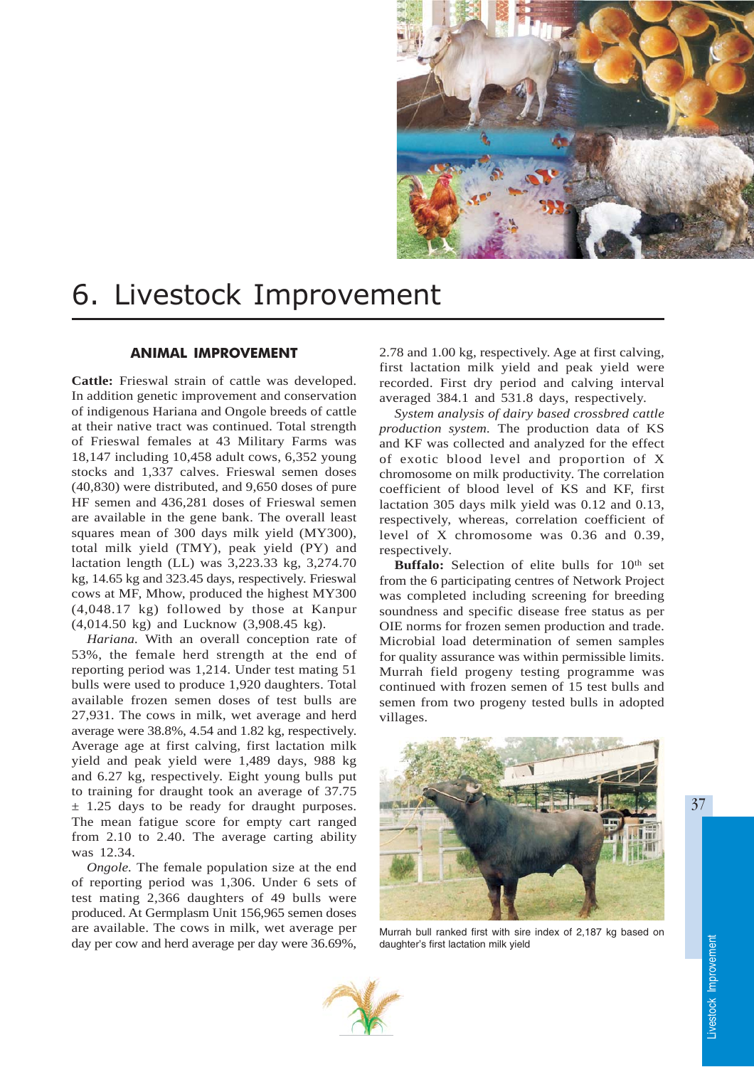# 6. Livestock Improvement

## ANIMAL IMPROVEMENT

**Cattle:** Frieswal strain of cattle was developed. In addition genetic improvement and conservation of indigenous Hariana and Ongole breeds of cattle at their native tract was continued. Total strength of Frieswal females at 43 Military Farms was 18,147 including 10,458 adult cows, 6,352 young stocks and 1,337 calves. Frieswal semen doses (40,830) were distributed, and 9,650 doses of pure HF semen and 436,281 doses of Frieswal semen are available in the gene bank. The overall least squares mean of 300 days milk yield (MY300), total milk yield (TMY), peak yield (PY) and lactation length (LL) was 3,223.33 kg, 3,274.70 kg, 14.65 kg and 323.45 days, respectively. Frieswal cows at MF, Mhow, produced the highest MY300 (4,048.17 kg) followed by those at Kanpur (4,014.50 kg) and Lucknow (3,908.45 kg).

*Hariana.* With an overall conception rate of 53%, the female herd strength at the end of reporting period was 1,214. Under test mating 51 bulls were used to produce 1,920 daughters. Total available frozen semen doses of test bulls are 27,931. The cows in milk, wet average and herd average were 38.8%, 4.54 and 1.82 kg, respectively. Average age at first calving, first lactation milk yield and peak yield were 1,489 days, 988 kg and 6.27 kg, respectively. Eight young bulls put to training for draught took an average of 37.75 ± 1.25 days to be ready for draught purposes. The mean fatigue score for empty cart ranged from 2.10 to 2.40. The average carting ability was 12.34.

*Ongole.* The female population size at the end of reporting period was 1,306. Under 6 sets of test mating 2,366 daughters of 49 bulls were produced. At Germplasm Unit 156,965 semen doses are available. The cows in milk, wet average per day per cow and herd average per day were 36.69%, 2.78 and 1.00 kg, respectively. Age at first calving, first lactation milk yield and peak yield were recorded. First dry period and calving interval averaged 384.1 and 531.8 days, respectively.

*System analysis of dairy based crossbred cattle production system.* The production data of KS and KF was collected and analyzed for the effect of exotic blood level and proportion of X chromosome on milk productivity. The correlation coefficient of blood level of KS and KF, first lactation 305 days milk yield was 0.12 and 0.13, respectively, whereas, correlation coefficient of level of X chromosome was 0.36 and 0.39, respectively.

**Buffalo:** Selection of elite bulls for 10th set from the 6 participating centres of Network Project was completed including screening for breeding soundness and specific disease free status as per OIE norms for frozen semen production and trade. Microbial load determination of semen samples for quality assurance was within permissible limits. Murrah field progeny testing programme was continued with frozen semen of 15 test bulls and semen from two progeny tested bulls in adopted villages.

Murrah bull ranked first with sire index of 2,187 kg based on daughter's first lactation milk yield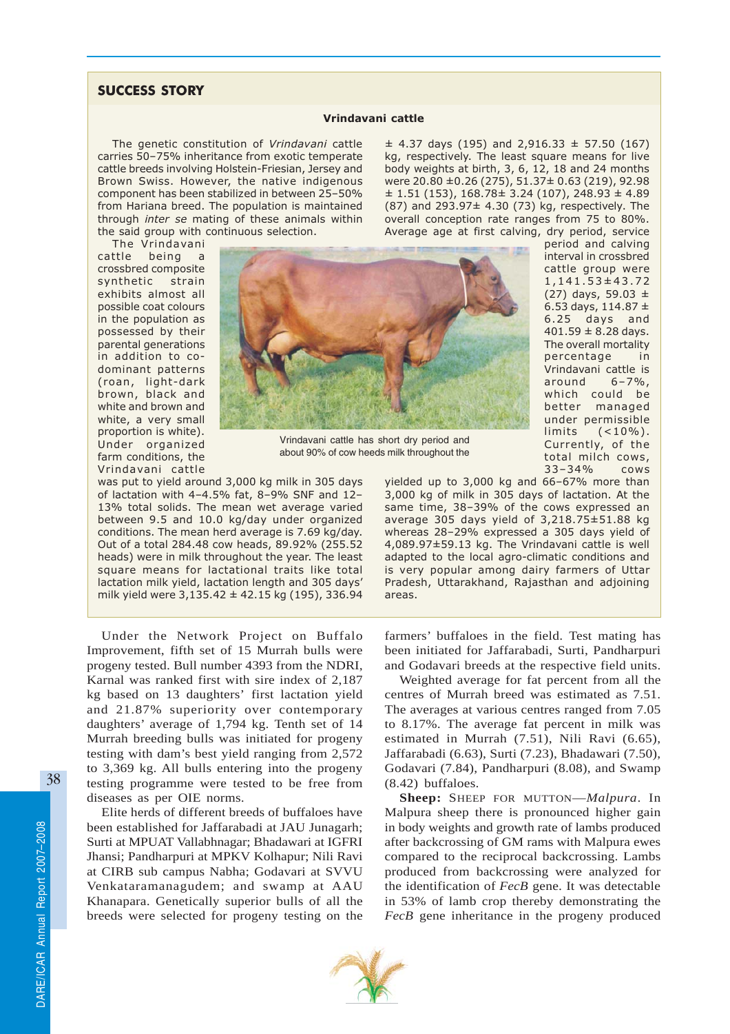## SUCCESS STORY

### Vrindavani cattle

The genetic constitution of *Vrindavani* cattle carries 50–75% inheritance from exotic temperate cattle breeds involving Holstein-Friesian, Jersey and Brown Swiss. However, the native indigenous component has been stabilized in between 25–50% from Hariana breed. The population is maintained through *inter se* mating of these animals within the said group with continuous selection.

The Vrindavani cattle being a crossbred composite synthetic strain exhibits almost all possible coat colours in the population as possessed by their parental generations in addition to co-dominant patterns (roan, light-dark brown, black and white and brown and white, a very small proportion is white). Under organized farm conditions, the Vrindavani cattle was put to yield around 3,000 kg milk in 305 days of lactation with 4–4.5% fat, 8–9% SNF and 12–13% total solids. The mean wet average varied between 9.5 and 10.0 kg/day under organized conditions. The mean herd average is 7.69 kg/day. Out of a total 284.48 cow heads, 89.92% (255.52 heads) were in milk throughout the year. The least square means for lactational traits like total lactation milk yield, lactation length and 305 days' milk yield were 3,135.42 ± 42.15 kg (195), 336.94 ± 4.37 days (195) and 2,916.33 ± 57.50 (167) kg, respectively. The least square means for live body weights at birth, 3, 6, 12, 18 and 24 months were 20.80 ±0.26 (275), 51.37± 0.63 (219), 92.98 ± 1.51 (153), 168.78± 3.24 (107), 248.93 ± 4.89 (87) and 293.97± 4.30 (73) kg, respectively. The overall conception rate ranges from 75 to 80%. Average age at first calving, dry period, service period and calving interval in crossbred cattle group were 1,141.53±43.72 (27) days, 59.03 ± 6.53 days, 114.87 ± 6.25 days and 401.59 ± 8.28 days. The overall mortality percentage in Vrindavani cattle is around 6–7%, which could be better managed under permissible limits (<10%). Currently, of the total milch cows, 33–34% cows yielded up to 3,000 kg and 66–67% more than 3,000 kg of milk in 305 days of lactation. At the same time, 38–39% of the cows expressed an average 305 days yield of 3,218.75±51.88 kg whereas 28–29% expressed a 305 days yield of 4,089.97±59.13 kg. The Vrindavani cattle is well adapted to the local agro-climatic conditions and is very popular among dairy farmers of Uttar Pradesh, Uttarakhand, Rajasthan and adjoining areas.

Vrindavani cattle has short dry period and about 90% of cow heeds milk throughout the

Under the Network Project on Buffalo Improvement, fifth set of 15 Murrah bulls were progeny tested. Bull number 4393 from the NDRI, Karnal was ranked first with sire index of 2,187 kg based on 13 daughters' first lactation yield and 21.87% superiority over contemporary daughters' average of 1,794 kg. Tenth set of 14 Murrah breeding bulls was initiated for progeny testing with dam's best yield ranging from 2,572 to 3,369 kg. All bulls entering into the progeny testing programme were tested to be free from diseases as per OIE norms.

Elite herds of different breeds of buffaloes have been established for Jaffarabadi at JAU Junagarh; Surti at MPUAT Vallabhnagar; Bhadawari at IGFRI Jhansi; Pandharpuri at MPKV Kolhapur; Nili Ravi at CIRB sub campus Nabha; Godavari at SVVU Venkataramanagudem; and swamp at AAU Khanapara. Genetically superior bulls of all the breeds were selected for progeny testing on the farmers' buffaloes in the field. Test mating has been initiated for Jaffarabadi, Surti, Pandharpuri and Godavari breeds at the respective field units.

Weighted average for fat percent from all the centres of Murrah breed was estimated as 7.51. The averages at various centres ranged from 7.05 to 8.17%. The average fat percent in milk was estimated in Murrah (7.51), Nili Ravi (6.65), Jaffarabadi (6.63), Surti (7.23), Bhadawari (7.50), Godavari (7.84), Pandharpuri (8.08), and Swamp (8.42) buffaloes.

**Sheep:** SHEEP FOR MUTTON—*Malpura*. In Malpura sheep there is pronounced higher gain in body weights and growth rate of lambs produced after backcrossing of GM rams with Malpura ewes compared to the reciprocal backcrossing. Lambs produced from backcrossing were analyzed for the identification of *FecB* gene. It was detectable in 53% of lamb crop thereby demonstrating the *FecB* gene inheritance in the progeny produced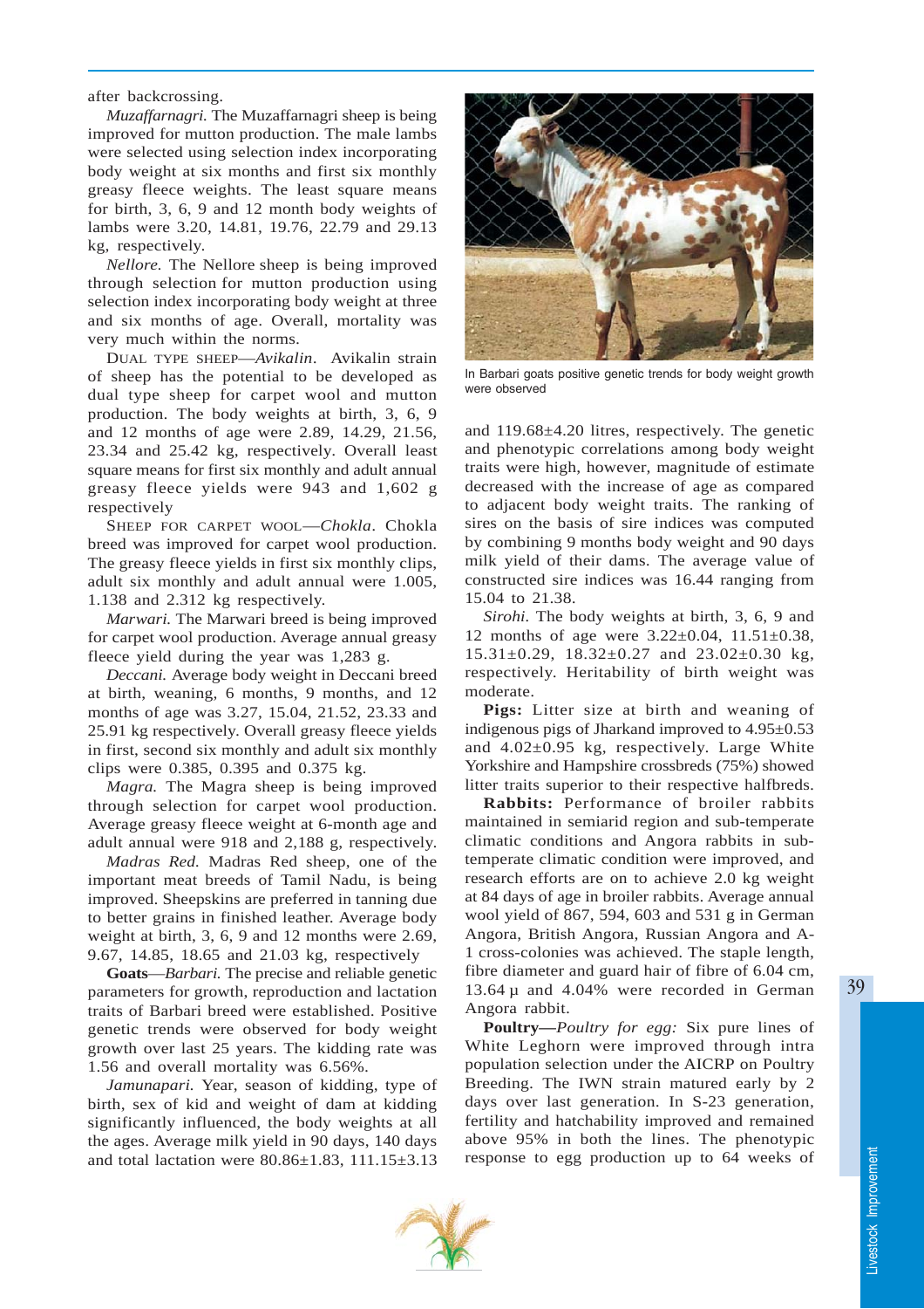after backcrossing.

*Muzaffarnagri.* The Muzaffarnagri sheep is being improved for mutton production. The male lambs were selected using selection index incorporating body weight at six months and first six monthly greasy fleece weights. The least square means for birth, 3, 6, 9 and 12 month body weights of lambs were 3.20, 14.81, 19.76, 22.79 and 29.13 kg, respectively.

*Nellore.* The Nellore sheep is being improved through selection for mutton production using selection index incorporating body weight at three and six months of age. Overall, mortality was very much within the norms.

DUAL TYPE SHEEP—*Avikalin*. Avikalin strain of sheep has the potential to be developed as dual type sheep for carpet wool and mutton production. The body weights at birth, 3, 6, 9 and 12 months of age were 2.89, 14.29, 21.56, 23.34 and 25.42 kg, respectively. Overall least square means for first six monthly and adult annual greasy fleece yields were 943 and 1,602 g respectively

SHEEP FOR CARPET WOOL—*Chokla*. Chokla breed was improved for carpet wool production. The greasy fleece yields in first six monthly clips, adult six monthly and adult annual were 1.005, 1.138 and 2.312 kg respectively.

*Marwari.* The Marwari breed is being improved for carpet wool production. Average annual greasy fleece yield during the year was 1,283 g.

*Deccani.* Average body weight in Deccani breed at birth, weaning, 6 months, 9 months, and 12 months of age was 3.27, 15.04, 21.52, 23.33 and 25.91 kg respectively. Overall greasy fleece yields in first, second six monthly and adult six monthly clips were 0.385, 0.395 and 0.375 kg.

*Magra.* The Magra sheep is being improved through selection for carpet wool production. Average greasy fleece weight at 6-month age and adult annual were 918 and 2,188 g, respectively.

*Madras Red.* Madras Red sheep, one of the important meat breeds of Tamil Nadu, is being improved. Sheepskins are preferred in tanning due to better grains in finished leather. Average body weight at birth, 3, 6, 9 and 12 months were 2.69, 9.67, 14.85, 18.65 and 21.03 kg, respectively

**Goats**—*Barbari.* The precise and reliable genetic parameters for growth, reproduction and lactation traits of Barbari breed were established. Positive genetic trends were observed for body weight growth over last 25 years. The kidding rate was 1.56 and overall mortality was 6.56%.

*Jamunapari.* Year, season of kidding, type of birth, sex of kid and weight of dam at kidding significantly influenced, the body weights at all the ages. Average milk yield in 90 days, 140 days and total lactation were 80.86±1.83, 111.15±3.13 and 119.68±4.20 litres, respectively. The genetic and phenotypic correlations among body weight traits were high, however, magnitude of estimate decreased with the increase of age as compared to adjacent body weight traits. The ranking of sires on the basis of sire indices was computed by combining 9 months body weight and 90 days milk yield of their dams. The average value of constructed sire indices was 16.44 ranging from 15.04 to 21.38.

In Barbari goats positive genetic trends for body weight growth were observed

*Sirohi.* The body weights at birth, 3, 6, 9 and 12 months of age were 3.22±0.04, 11.51±0.38, 15.31±0.29, 18.32±0.27 and 23.02±0.30 kg, respectively. Heritability of birth weight was moderate.

**Pigs:** Litter size at birth and weaning of indigenous pigs of Jharkand improved to 4.95±0.53 and 4.02±0.95 kg, respectively. Large White Yorkshire and Hampshire crossbreds (75%) showed litter traits superior to their respective halfbreds.

**Rabbits:** Performance of broiler rabbits maintained in semiarid region and sub-temperate climatic conditions and Angora rabbits in sub-temperate climatic condition were improved, and research efforts are on to achieve 2.0 kg weight at 84 days of age in broiler rabbits. Average annual wool yield of 867, 594, 603 and 531 g in German Angora, British Angora, Russian Angora and A-1 cross-colonies was achieved. The staple length, fibre diameter and guard hair of fibre of 6.04 cm, 13.64 µ and 4.04% were recorded in German Angora rabbit.

**Poultry—***Poultry for egg:* Six pure lines of White Leghorn were improved through intra population selection under the AICRP on Poultry Breeding. The IWN strain matured early by 2 days over last generation. In S-23 generation, fertility and hatchability improved and remained above 95% in both the lines. The phenotypic response to egg production up to 64 weeks of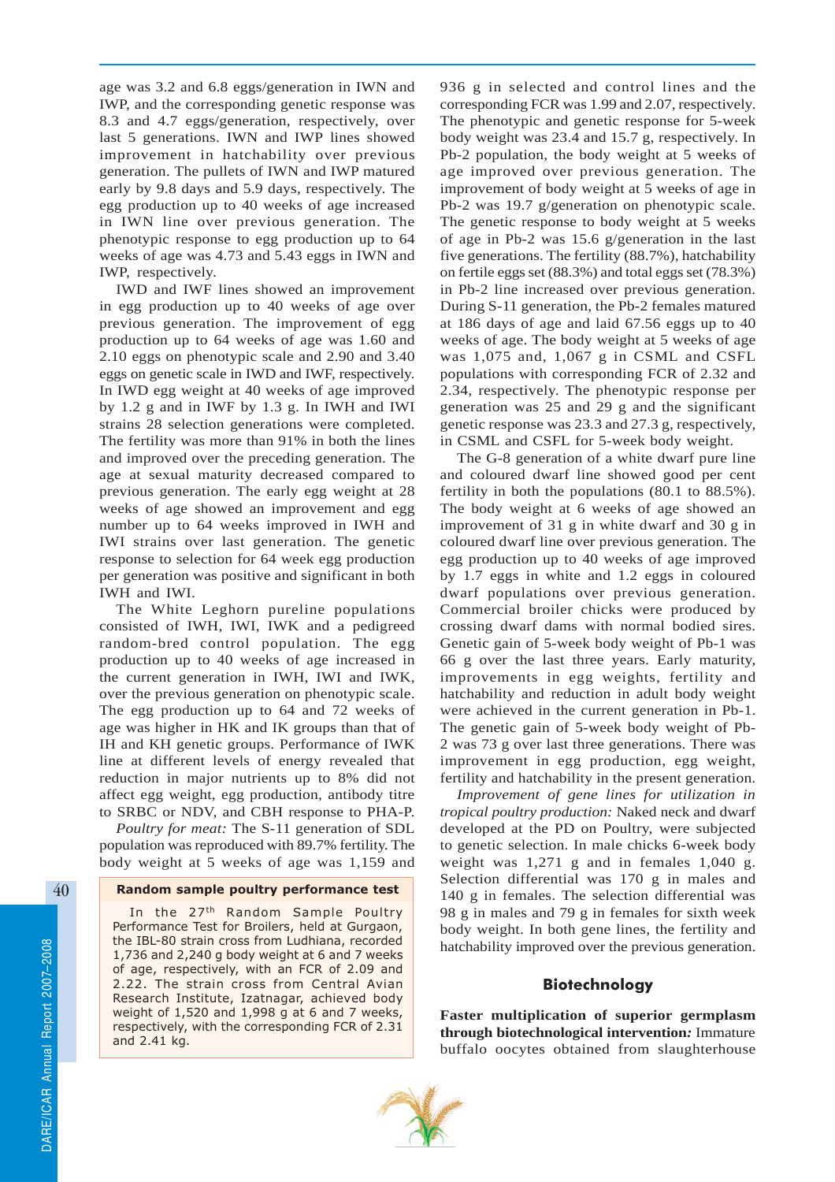age was 3.2 and 6.8 eggs/generation in IWN and IWP, and the corresponding genetic response was 8.3 and 4.7 eggs/generation, respectively, over last 5 generations. IWN and IWP lines showed improvement in hatchability over previous generation. The pullets of IWN and IWP matured early by 9.8 days and 5.9 days, respectively. The egg production up to 40 weeks of age increased in IWN line over previous generation. The phenotypic response to egg production up to 64 weeks of age was 4.73 and 5.43 eggs in IWN and IWP, respectively.

IWD and IWF lines showed an improvement in egg production up to 40 weeks of age over previous generation. The improvement of egg production up to 64 weeks of age was 1.60 and 2.10 eggs on phenotypic scale and 2.90 and 3.40 eggs on genetic scale in IWD and IWF, respectively. In IWD egg weight at 40 weeks of age improved by 1.2 g and in IWF by 1.3 g. In IWH and IWI strains 28 selection generations were completed. The fertility was more than 91% in both the lines and improved over the preceding generation. The age at sexual maturity decreased compared to previous generation. The early egg weight at 28 weeks of age showed an improvement and egg number up to 64 weeks improved in IWH and IWI strains over last generation. The genetic response to selection for 64 week egg production per generation was positive and significant in both IWH and IWI.

The White Leghorn pureline populations consisted of IWH, IWI, IWK and a pedigreed random-bred control population. The egg production up to 40 weeks of age increased in the current generation in IWH, IWI and IWK, over the previous generation on phenotypic scale. The egg production up to 64 and 72 weeks of age was higher in HK and IK groups than that of IH and KH genetic groups. Performance of IWK line at different levels of energy revealed that reduction in major nutrients up to 8% did not affect egg weight, egg production, antibody titre to SRBC or NDV, and CBH response to PHA-P.

*Poultry for meat:* The S-11 generation of SDL population was reproduced with 89.7% fertility. The body weight at 5 weeks of age was 1,159 and 936 g in selected and control lines and the corresponding FCR was 1.99 and 2.07, respectively. The phenotypic and genetic response for 5-week body weight was 23.4 and 15.7 g, respectively. In Pb-2 population, the body weight at 5 weeks of age improved over previous generation. The improvement of body weight at 5 weeks of age in Pb-2 was 19.7 g/generation on phenotypic scale. The genetic response to body weight at 5 weeks of age in Pb-2 was 15.6 g/generation in the last five generations. The fertility (88.7%), hatchability on fertile eggs set (88.3%) and total eggs set (78.3%) in Pb-2 line increased over previous generation. During S-11 generation, the Pb-2 females matured at 186 days of age and laid 67.56 eggs up to 40 weeks of age. The body weight at 5 weeks of age was 1,075 and, 1,067 g in CSML and CSFL populations with corresponding FCR of 2.32 and 2.34, respectively. The phenotypic response per generation was 25 and 29 g and the significant genetic response was 23.3 and 27.3 g, respectively, in CSML and CSFL for 5-week body weight.

The G-8 generation of a white dwarf pure line and coloured dwarf line showed good per cent fertility in both the populations (80.1 to 88.5%). The body weight at 6 weeks of age showed an improvement of 31 g in white dwarf and 30 g in coloured dwarf line over previous generation. The egg production up to 40 weeks of age improved by 1.7 eggs in white and 1.2 eggs in coloured dwarf populations over previous generation. Commercial broiler chicks were produced by crossing dwarf dams with normal bodied sires. Genetic gain of 5-week body weight of Pb-1 was 66 g over the last three years. Early maturity, improvements in egg weights, fertility and hatchability and reduction in adult body weight were achieved in the current generation in Pb-1. The genetic gain of 5-week body weight of Pb-2 was 73 g over last three generations. There was improvement in egg production, egg weight, fertility and hatchability in the present generation.

*Improvement of gene lines for utilization in tropical poultry production:* Naked neck and dwarf developed at the PD on Poultry, were subjected to genetic selection. In male chicks 6-week body weight was 1,271 g and in females 1,040 g. Selection differential was 170 g in males and 140 g in females. The selection differential was 98 g in males and 79 g in females for sixth week body weight. In both gene lines, the fertility and hatchability improved over the previous generation.

**Random sample poultry performance test**

In the 27th Random Sample Poultry Performance Test for Broilers, held at Gurgaon, the IBL-80 strain cross from Ludhiana, recorded 1,736 and 2,240 g body weight at 6 and 7 weeks of age, respectively, with an FCR of 2.09 and 2.22. The strain cross from Central Avian Research Institute, Izatnagar, achieved body weight of 1,520 and 1,998 g at 6 and 7 weeks, respectively, with the corresponding FCR of 2.31 and 2.41 kg.

## Biotechnology

**Faster multiplication of superior germplasm through biotechnological intervention:** Immature buffalo oocytes obtained from slaughterhouse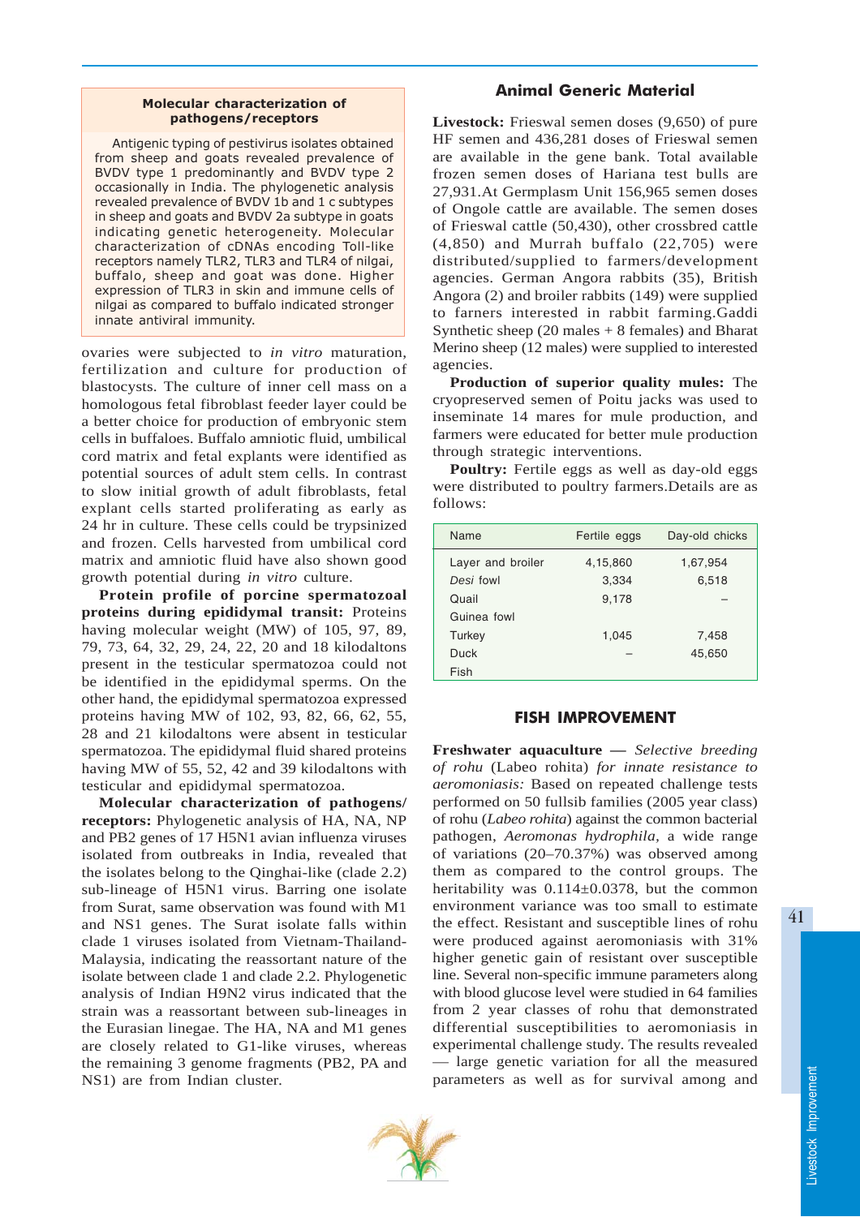> **Molecular characterization of pathogens/receptors**
>
> Antigenic typing of pestivirus isolates obtained from sheep and goats revealed prevalence of BVDV type 1 predominantly and BVDV type 2 occasionally in India. The phylogenetic analysis revealed prevalence of BVDV 1b and 1 c subtypes in sheep and goats and BVDV 2a subtype in goats indicating genetic heterogeneity. Molecular characterization of cDNAs encoding Toll-like receptors namely TLR2, TLR3 and TLR4 of nilgai, buffalo, sheep and goat was done. Higher expression of TLR3 in skin and immune cells of nilgai as compared to buffalo indicated stronger innate antiviral immunity.

ovaries were subjected to *in vitro* maturation, fertilization and culture for production of blastocysts. The culture of inner cell mass on a homologous fetal fibroblast feeder layer could be a better choice for production of embryonic stem cells in buffaloes. Buffalo amniotic fluid, umbilical cord matrix and fetal explants were identified as potential sources of adult stem cells. In contrast to slow initial growth of adult fibroblasts, fetal explant cells started proliferating as early as 24 hr in culture. These cells could be trypsinized and frozen. Cells harvested from umbilical cord matrix and amniotic fluid have also shown good growth potential during *in vitro* culture.

**Protein profile of porcine spermatozoal proteins during epididymal transit:** Proteins having molecular weight (MW) of 105, 97, 89, 79, 73, 64, 32, 29, 24, 22, 20 and 18 kilodaltons present in the testicular spermatozoa could not be identified in the epididymal sperms. On the other hand, the epididymal spermatozoa expressed proteins having MW of 102, 93, 82, 66, 62, 55, 28 and 21 kilodaltons were absent in testicular spermatozoa. The epididymal fluid shared proteins having MW of 55, 52, 42 and 39 kilodaltons with testicular and epididymal spermatozoa.

**Molecular characterization of pathogens/receptors:** Phylogenetic analysis of HA, NA, NP and PB2 genes of 17 H5N1 avian influenza viruses isolated from outbreaks in India, revealed that the isolates belong to the Qinghai-like (clade 2.2) sub-lineage of H5N1 virus. Barring one isolate from Surat, same observation was found with M1 and NS1 genes. The Surat isolate falls within clade 1 viruses isolated from Vietnam-Thailand-Malaysia, indicating the reassortant nature of the isolate between clade 1 and clade 2.2. Phylogenetic analysis of Indian H9N2 virus indicated that the strain was a reassortant between sub-lineages in the Eurasian linegae. The HA, NA and M1 genes are closely related to G1-like viruses, whereas the remaining 3 genome fragments (PB2, PA and NS1) are from Indian cluster.

## Animal Generic Material

**Livestock:** Frieswal semen doses (9,650) of pure HF semen and 436,281 doses of Frieswal semen are available in the gene bank. Total available frozen semen doses of Hariana test bulls are 27,931.At Germplasm Unit 156,965 semen doses of Ongole cattle are available. The semen doses of Frieswal cattle (50,430), other crossbred cattle (4,850) and Murrah buffalo (22,705) were distributed/supplied to farmers/development agencies. German Angora rabbits (35), British Angora (2) and broiler rabbits (149) were supplied to farners interested in rabbit farming.Gaddi Synthetic sheep (20 males + 8 females) and Bharat Merino sheep (12 males) were supplied to interested agencies.

**Production of superior quality mules:** The cryopreserved semen of Poitu jacks was used to inseminate 14 mares for mule production, and farmers were educated for better mule production through strategic interventions.

**Poultry:** Fertile eggs as well as day-old eggs were distributed to poultry farmers.Details are as follows:

| Name | Fertile eggs | Day-old chicks |
|---|---|---|
| Layer and broiler | 4,15,860 | 1,67,954 |
| *Desi* fowl | 3,334 | 6,518 |
| Quail | 9,178 | – |
| Guinea fowl | | |
| Turkey | 1,045 | 7,458 |
| Duck | – | 45,650 |
| Fish | | |

## FISH IMPROVEMENT

**Freshwater aquaculture —** *Selective breeding of rohu* (Labeo rohita) *for innate resistance to aeromoniasis:* Based on repeated challenge tests performed on 50 fullsib families (2005 year class) of rohu (*Labeo rohita*) against the common bacterial pathogen, *Aeromonas hydrophila*, a wide range of variations (20–70.37%) was observed among them as compared to the control groups. The heritability was 0.114±0.0378, but the common environment variance was too small to estimate the effect. Resistant and susceptible lines of rohu were produced against aeromoniasis with 31% higher genetic gain of resistant over susceptible line. Several non-specific immune parameters along with blood glucose level were studied in 64 families from 2 year classes of rohu that demonstrated differential susceptibilities to aeromoniasis in experimental challenge study. The results revealed — large genetic variation for all the measured parameters as well as for survival among and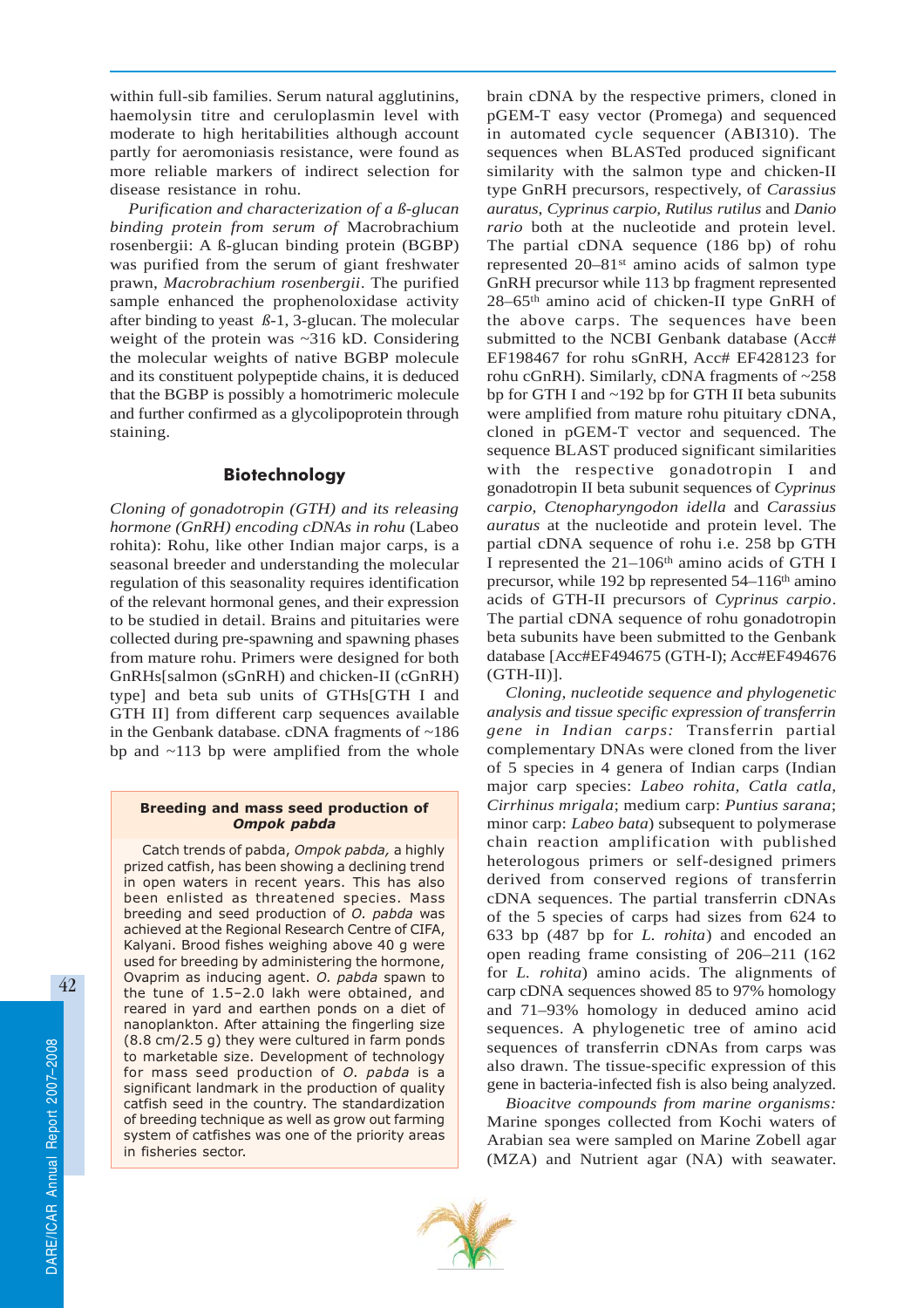within full-sib families. Serum natural agglutinins, haemolysin titre and ceruloplasmin level with moderate to high heritabilities although account partly for aeromoniasis resistance, were found as more reliable markers of indirect selection for disease resistance in rohu.

*Purification and characterization of a ß-glucan binding protein from serum of* Macrobrachium rosenbergii: A ß-glucan binding protein (BGBP) was purified from the serum of giant freshwater prawn, *Macrobrachium rosenbergii*. The purified sample enhanced the prophenoloxidase activity after binding to yeast *ß*-1, 3-glucan. The molecular weight of the protein was ~316 kD. Considering the molecular weights of native BGBP molecule and its constituent polypeptide chains, it is deduced that the BGBP is possibly a homotrimeric molecule and further confirmed as a glycolipoprotein through staining.

## Biotechnology

*Cloning of gonadotropin (GTH) and its releasing hormone (GnRH) encoding cDNAs in rohu* (Labeo rohita): Rohu, like other Indian major carps, is a seasonal breeder and understanding the molecular regulation of this seasonality requires identification of the relevant hormonal genes, and their expression to be studied in detail. Brains and pituitaries were collected during pre-spawning and spawning phases from mature rohu. Primers were designed for both GnRHs[salmon (sGnRH) and chicken-II (cGnRH) type] and beta sub units of GTHs[GTH I and GTH II] from different carp sequences available in the Genbank database. cDNA fragments of ~186 bp and ~113 bp were amplified from the whole brain cDNA by the respective primers, cloned in pGEM-T easy vector (Promega) and sequenced in automated cycle sequencer (ABI310). The sequences when BLASTed produced significant similarity with the salmon type and chicken-II type GnRH precursors, respectively, of *Carassius auratus*, *Cyprinus carpio, Rutilus rutilus* and *Danio rario* both at the nucleotide and protein level. The partial cDNA sequence (186 bp) of rohu represented 20–81st amino acids of salmon type GnRH precursor while 113 bp fragment represented 28–65th amino acid of chicken-II type GnRH of the above carps. The sequences have been submitted to the NCBI Genbank database (Acc# EF198467 for rohu sGnRH, Acc# EF428123 for rohu cGnRH). Similarly, cDNA fragments of ~258 bp for GTH I and ~192 bp for GTH II beta subunits were amplified from mature rohu pituitary cDNA, cloned in pGEM-T vector and sequenced. The sequence BLAST produced significant similarities with the respective gonadotropin I and gonadotropin II beta subunit sequences of *Cyprinus carpio, Ctenopharyngodon idella* and *Carassius auratus* at the nucleotide and protein level. The partial cDNA sequence of rohu i.e. 258 bp GTH I represented the 21–106th amino acids of GTH I precursor, while 192 bp represented 54–116th amino acids of GTH-II precursors of *Cyprinus carpio*. The partial cDNA sequence of rohu gonadotropin beta subunits have been submitted to the Genbank database [Acc#EF494675 (GTH-I); Acc#EF494676 (GTH-II)].

*Cloning, nucleotide sequence and phylogenetic analysis and tissue specific expression of transferrin gene in Indian carps:* Transferrin partial complementary DNAs were cloned from the liver of 5 species in 4 genera of Indian carps (Indian major carp species: *Labeo rohita, Catla catla, Cirrhinus mrigala*; medium carp: *Puntius sarana*; minor carp: *Labeo bata*) subsequent to polymerase chain reaction amplification with published heterologous primers or self-designed primers derived from conserved regions of transferrin cDNA sequences. The partial transferrin cDNAs of the 5 species of carps had sizes from 624 to 633 bp (487 bp for *L. rohita*) and encoded an open reading frame consisting of 206–211 (162 for *L. rohita*) amino acids. The alignments of carp cDNA sequences showed 85 to 97% homology and 71–93% homology in deduced amino acid sequences. A phylogenetic tree of amino acid sequences of transferrin cDNAs from carps was also drawn. The tissue-specific expression of this gene in bacteria-infected fish is also being analyzed.

*Bioacitve compounds from marine organisms:* Marine sponges collected from Kochi waters of Arabian sea were sampled on Marine Zobell agar (MZA) and Nutrient agar (NA) with seawater.

---

**Breeding and mass seed production of *Ompok pabda***

Catch trends of pabda, *Ompok pabda,* a highly prized catfish, has been showing a declining trend in open waters in recent years. This has also been enlisted as threatened species. Mass breeding and seed production of *O. pabda* was achieved at the Regional Research Centre of CIFA, Kalyani. Brood fishes weighing above 40 g were used for breeding by administering the hormone, Ovaprim as inducing agent. *O. pabda* spawn to the tune of 1.5–2.0 lakh were obtained, and reared in yard and earthen ponds on a diet of nanoplankton. After attaining the fingerling size (8.8 cm/2.5 g) they were cultured in farm ponds to marketable size. Development of technology for mass seed production of *O. pabda* is a significant landmark in the production of quality catfish seed in the country. The standardization of breeding technique as well as grow out farming system of catfishes was one of the priority areas in fisheries sector.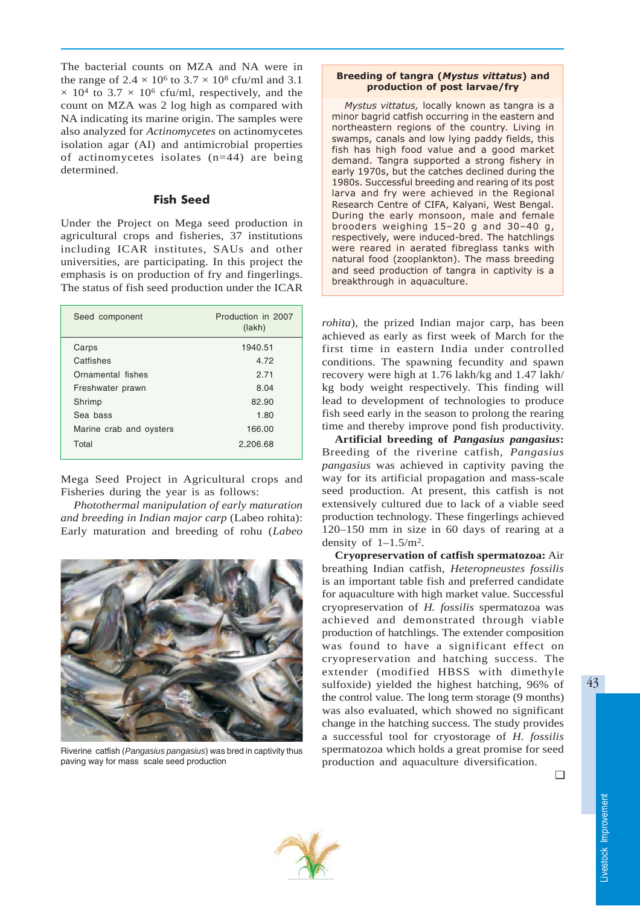The bacterial counts on MZA and NA were in the range of $2.4 \times 10^6$ to $3.7 \times 10^8$ cfu/ml and $3.1 \times 10^4$ to $3.7 \times 10^6$ cfu/ml, respectively, and the count on MZA was 2 log high as compared with NA indicating its marine origin. The samples were also analyzed for *Actinomycetes* on actinomycetes isolation agar (AI) and antimicrobial properties of actinomycetes isolates (n=44) are being determined.

## Fish Seed

Under the Project on Mega seed production in agricultural crops and fisheries, 37 institutions including ICAR institutes, SAUs and other universities, are participating. In this project the emphasis is on production of fry and fingerlings. The status of fish seed production under the ICAR Mega Seed Project in Agricultural crops and Fisheries during the year is as follows:

| Seed component | Production in 2007 (lakh) |
|---|---|
| Carps | 1940.51 |
| Catfishes | 4.72 |
| Ornamental fishes | 2.71 |
| Freshwater prawn | 8.04 |
| Shrimp | 82.90 |
| Sea bass | 1.80 |
| Marine crab and oysters | 166.00 |
| Total | 2,206.68 |

*Photothermal manipulation of early maturation and breeding in Indian major carp* (Labeo rohita): Early maturation and breeding of rohu (*Labeo rohita*), the prized Indian major carp, has been achieved as early as first week of March for the first time in eastern India under controlled conditions. The spawning fecundity and spawn recovery were high at 1.76 lakh/kg and 1.47 lakh/kg body weight respectively. This finding will lead to development of technologies to produce fish seed early in the season to prolong the rearing time and thereby improve pond fish productivity.

Riverine catfish (*Pangasius pangasius*) was bred in captivity thus paving way for mass scale seed production

**Breeding of tangra (*Mystus vittatus*) and production of post larvae/fry**

*Mystus vittatus,* locally known as tangra is a minor bagrid catfish occurring in the eastern and northeastern regions of the country. Living in swamps, canals and low lying paddy fields, this fish has high food value and a good market demand. Tangra supported a strong fishery in early 1970s, but the catches declined during the 1980s. Successful breeding and rearing of its post larva and fry were achieved in the Regional Research Centre of CIFA, Kalyani, West Bengal. During the early monsoon, male and female brooders weighing 15–20 g and 30–40 g, respectively, were induced-bred. The hatchlings were reared in aerated fibreglass tanks with natural food (zooplankton). The mass breeding and seed production of tangra in captivity is a breakthrough in aquaculture.

**Artificial breeding of *Pangasius pangasius*:** Breeding of the riverine catfish, *Pangasius pangasius* was achieved in captivity paving the way for its artificial propagation and mass-scale seed production. At present, this catfish is not extensively cultured due to lack of a viable seed production technology. These fingerlings achieved 120–150 mm in size in 60 days of rearing at a density of 1–1.5/m$^2$.

**Cryopreservation of catfish spermatozoa:** Air breathing Indian catfish, *Heteropneustes fossilis* is an important table fish and preferred candidate for aquaculture with high market value. Successful cryopreservation of *H. fossilis* spermatozoa was achieved and demonstrated through viable production of hatchlings. The extender composition was found to have a significant effect on cryopreservation and hatching success. The extender (modified HBSS with dimethyle sulfoxide) yielded the highest hatching, 96% of the control value. The long term storage (9 months) was also evaluated, which showed no significant change in the hatching success. The study provides a successful tool for cryostorage of *H. fossilis* spermatozoa which holds a great promise for seed production and aquaculture diversification.